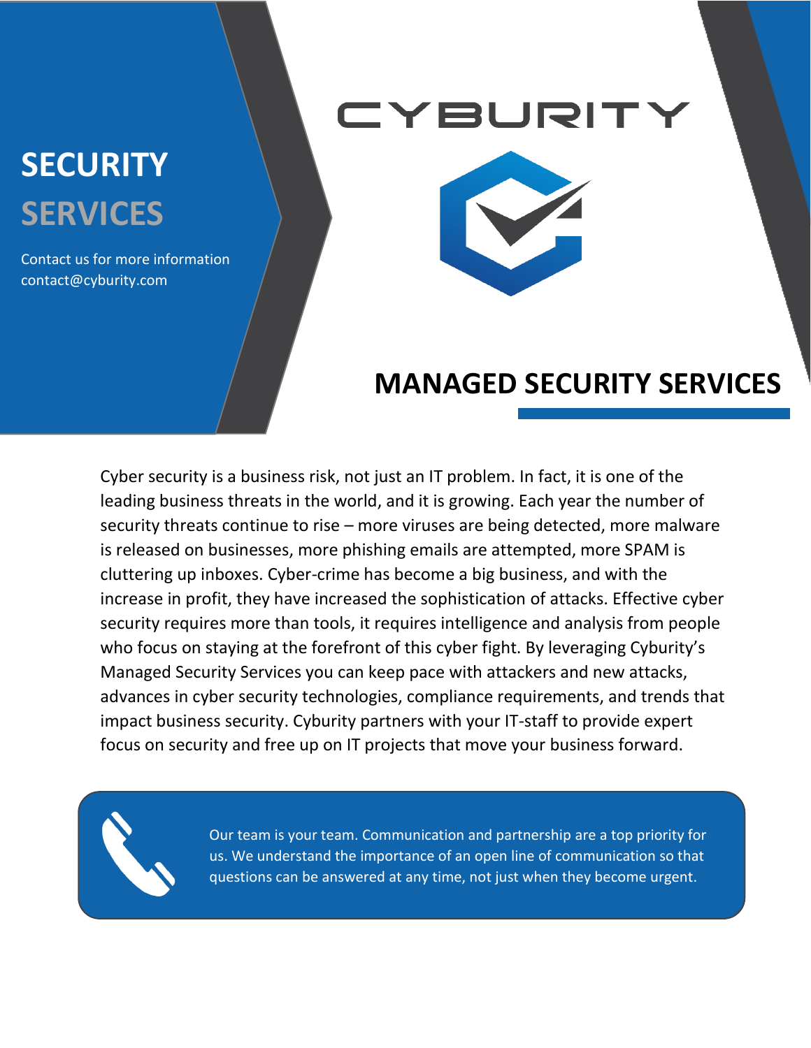# SECURITY SERVICES

Contact us for more information
contact@cyburity.com

CYBURITY

## MANAGED SECURITY SERVICES

Cyber security is a business risk, not just an IT problem. In fact, it is one of the leading business threats in the world, and it is growing. Each year the number of security threats continue to rise – more viruses are being detected, more malware is released on businesses, more phishing emails are attempted, more SPAM is cluttering up inboxes. Cyber-crime has become a big business, and with the increase in profit, they have increased the sophistication of attacks. Effective cyber security requires more than tools, it requires intelligence and analysis from people who focus on staying at the forefront of this cyber fight. By leveraging Cyburity's Managed Security Services you can keep pace with attackers and new attacks, advances in cyber security technologies, compliance requirements, and trends that impact business security. Cyburity partners with your IT-staff to provide expert focus on security and free up on IT projects that move your business forward.

Our team is your team. Communication and partnership are a top priority for us. We understand the importance of an open line of communication so that questions can be answered at any time, not just when they become urgent.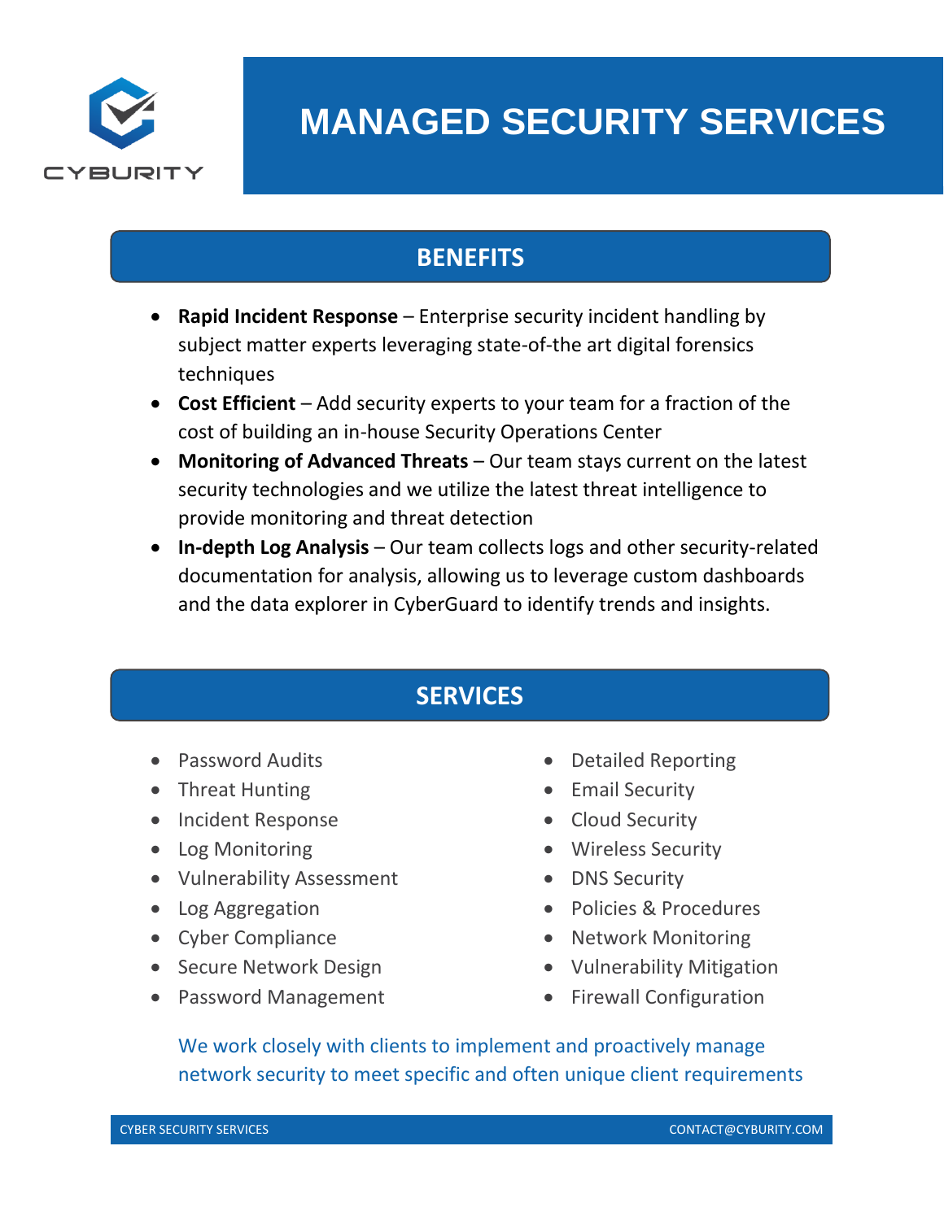CYBURITY

# MANAGED SECURITY SERVICES

## BENEFITS

- **Rapid Incident Response** – Enterprise security incident handling by subject matter experts leveraging state-of-the art digital forensics techniques
- **Cost Efficient** – Add security experts to your team for a fraction of the cost of building an in-house Security Operations Center
- **Monitoring of Advanced Threats** – Our team stays current on the latest security technologies and we utilize the latest threat intelligence to provide monitoring and threat detection
- **In-depth Log Analysis** – Our team collects logs and other security-related documentation for analysis, allowing us to leverage custom dashboards and the data explorer in CyberGuard to identify trends and insights.

## SERVICES

- Password Audits
- Threat Hunting
- Incident Response
- Log Monitoring
- Vulnerability Assessment
- Log Aggregation
- Cyber Compliance
- Secure Network Design
- Password Management
- Detailed Reporting
- Email Security
- Cloud Security
- Wireless Security
- DNS Security
- Policies & Procedures
- Network Monitoring
- Vulnerability Mitigation
- Firewall Configuration

We work closely with clients to implement and proactively manage network security to meet specific and often unique client requirements

CYBER SECURITY SERVICES CONTACT@CYBURITY.COM